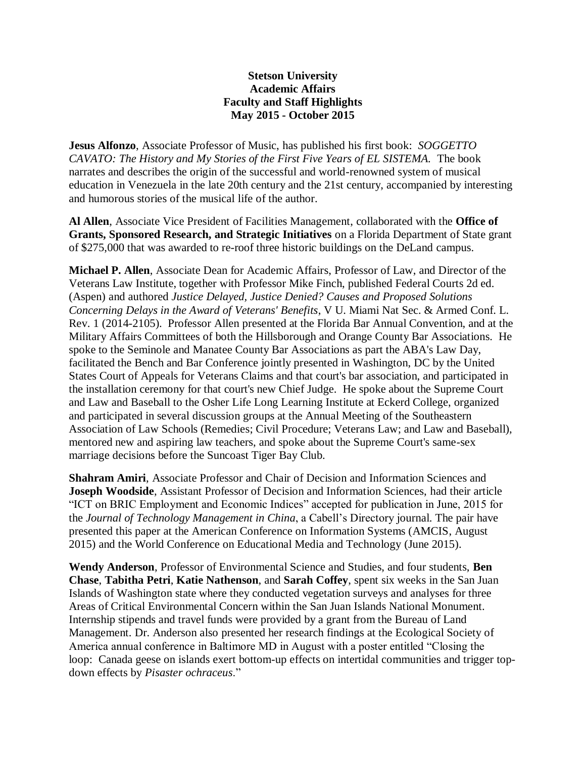# Stetson University
## Academic Affairs
## Faculty and Staff Highlights
## May 2015 - October 2015

**Jesus Alfonzo**, Associate Professor of Music, has published his first book: *SOGGETTO CAVATO: The History and My Stories of the First Five Years of EL SISTEMA.* The book narrates and describes the origin of the successful and world-renowned system of musical education in Venezuela in the late 20th century and the 21st century, accompanied by interesting and humorous stories of the musical life of the author.

**Al Allen**, Associate Vice President of Facilities Management, collaborated with the **Office of Grants, Sponsored Research, and Strategic Initiatives** on a Florida Department of State grant of $275,000 that was awarded to re-roof three historic buildings on the DeLand campus.

**Michael P. Allen**, Associate Dean for Academic Affairs, Professor of Law, and Director of the Veterans Law Institute, together with Professor Mike Finch, published Federal Courts 2d ed. (Aspen) and authored *Justice Delayed, Justice Denied? Causes and Proposed Solutions Concerning Delays in the Award of Veterans' Benefits*, V U. Miami Nat Sec. & Armed Conf. L. Rev. 1 (2014-2105). Professor Allen presented at the Florida Bar Annual Convention, and at the Military Affairs Committees of both the Hillsborough and Orange County Bar Associations. He spoke to the Seminole and Manatee County Bar Associations as part the ABA's Law Day, facilitated the Bench and Bar Conference jointly presented in Washington, DC by the United States Court of Appeals for Veterans Claims and that court's bar association, and participated in the installation ceremony for that court's new Chief Judge. He spoke about the Supreme Court and Law and Baseball to the Osher Life Long Learning Institute at Eckerd College, organized and participated in several discussion groups at the Annual Meeting of the Southeastern Association of Law Schools (Remedies; Civil Procedure; Veterans Law; and Law and Baseball), mentored new and aspiring law teachers, and spoke about the Supreme Court's same-sex marriage decisions before the Suncoast Tiger Bay Club.

**Shahram Amiri**, Associate Professor and Chair of Decision and Information Sciences and **Joseph Woodside**, Assistant Professor of Decision and Information Sciences, had their article "ICT on BRIC Employment and Economic Indices" accepted for publication in June, 2015 for the *Journal of Technology Management in China*, a Cabell's Directory journal. The pair have presented this paper at the American Conference on Information Systems (AMCIS, August 2015) and the World Conference on Educational Media and Technology (June 2015).

**Wendy Anderson**, Professor of Environmental Science and Studies, and four students, **Ben Chase**, **Tabitha Petri**, **Katie Nathenson**, and **Sarah Coffey**, spent six weeks in the San Juan Islands of Washington state where they conducted vegetation surveys and analyses for three Areas of Critical Environmental Concern within the San Juan Islands National Monument. Internship stipends and travel funds were provided by a grant from the Bureau of Land Management. Dr. Anderson also presented her research findings at the Ecological Society of America annual conference in Baltimore MD in August with a poster entitled "Closing the loop: Canada geese on islands exert bottom-up effects on intertidal communities and trigger top-down effects by *Pisaster ochraceus*."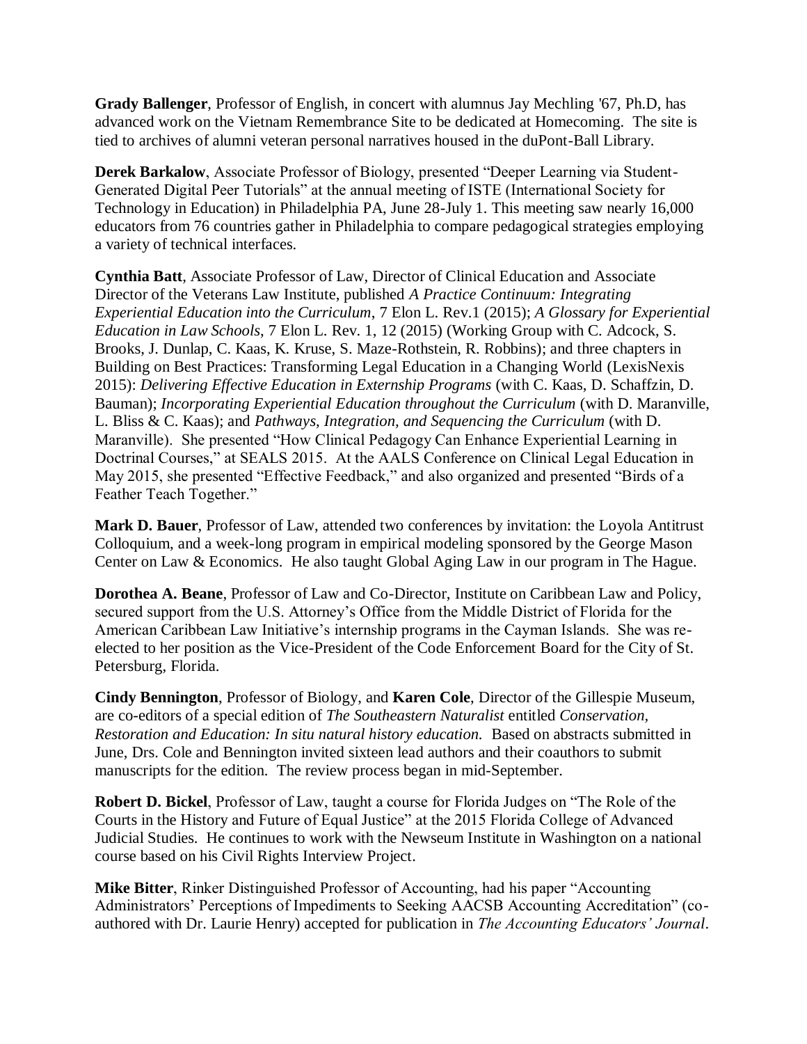**Grady Ballenger**, Professor of English, in concert with alumnus Jay Mechling '67, Ph.D, has advanced work on the Vietnam Remembrance Site to be dedicated at Homecoming. The site is tied to archives of alumni veteran personal narratives housed in the duPont-Ball Library.

**Derek Barkalow**, Associate Professor of Biology, presented "Deeper Learning via Student-Generated Digital Peer Tutorials" at the annual meeting of ISTE (International Society for Technology in Education) in Philadelphia PA, June 28-July 1. This meeting saw nearly 16,000 educators from 76 countries gather in Philadelphia to compare pedagogical strategies employing a variety of technical interfaces.

**Cynthia Batt**, Associate Professor of Law, Director of Clinical Education and Associate Director of the Veterans Law Institute, published *A Practice Continuum: Integrating Experiential Education into the Curriculum*, 7 Elon L. Rev.1 (2015); *A Glossary for Experiential Education in Law Schools*, 7 Elon L. Rev. 1, 12 (2015) (Working Group with C. Adcock, S. Brooks, J. Dunlap, C. Kaas, K. Kruse, S. Maze-Rothstein, R. Robbins); and three chapters in Building on Best Practices: Transforming Legal Education in a Changing World (LexisNexis 2015): *Delivering Effective Education in Externship Programs* (with C. Kaas, D. Schaffzin, D. Bauman); *Incorporating Experiential Education throughout the Curriculum* (with D. Maranville, L. Bliss & C. Kaas); and *Pathways, Integration, and Sequencing the Curriculum* (with D. Maranville). She presented "How Clinical Pedagogy Can Enhance Experiential Learning in Doctrinal Courses," at SEALS 2015. At the AALS Conference on Clinical Legal Education in May 2015, she presented "Effective Feedback," and also organized and presented "Birds of a Feather Teach Together."

**Mark D. Bauer**, Professor of Law, attended two conferences by invitation: the Loyola Antitrust Colloquium, and a week-long program in empirical modeling sponsored by the George Mason Center on Law & Economics. He also taught Global Aging Law in our program in The Hague.

**Dorothea A. Beane**, Professor of Law and Co-Director, Institute on Caribbean Law and Policy, secured support from the U.S. Attorney's Office from the Middle District of Florida for the American Caribbean Law Initiative's internship programs in the Cayman Islands. She was re-elected to her position as the Vice-President of the Code Enforcement Board for the City of St. Petersburg, Florida.

**Cindy Bennington**, Professor of Biology, and **Karen Cole**, Director of the Gillespie Museum, are co-editors of a special edition of *The Southeastern Naturalist* entitled *Conservation, Restoration and Education: In situ natural history education.* Based on abstracts submitted in June, Drs. Cole and Bennington invited sixteen lead authors and their coauthors to submit manuscripts for the edition. The review process began in mid-September.

**Robert D. Bickel**, Professor of Law, taught a course for Florida Judges on "The Role of the Courts in the History and Future of Equal Justice" at the 2015 Florida College of Advanced Judicial Studies. He continues to work with the Newseum Institute in Washington on a national course based on his Civil Rights Interview Project.

**Mike Bitter**, Rinker Distinguished Professor of Accounting, had his paper "Accounting Administrators' Perceptions of Impediments to Seeking AACSB Accounting Accreditation" (co-authored with Dr. Laurie Henry) accepted for publication in *The Accounting Educators' Journal*.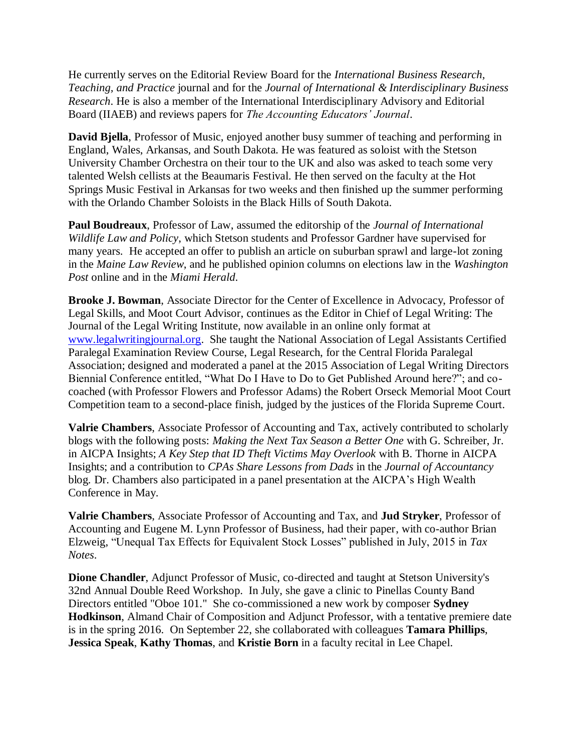He currently serves on the Editorial Review Board for the *International Business Research, Teaching, and Practice* journal and for the *Journal of International & Interdisciplinary Business Research*. He is also a member of the International Interdisciplinary Advisory and Editorial Board (IIAEB) and reviews papers for *The Accounting Educators' Journal*.

**David Bjella**, Professor of Music, enjoyed another busy summer of teaching and performing in England, Wales, Arkansas, and South Dakota. He was featured as soloist with the Stetson University Chamber Orchestra on their tour to the UK and also was asked to teach some very talented Welsh cellists at the Beaumaris Festival. He then served on the faculty at the Hot Springs Music Festival in Arkansas for two weeks and then finished up the summer performing with the Orlando Chamber Soloists in the Black Hills of South Dakota.

**Paul Boudreaux**, Professor of Law, assumed the editorship of the *Journal of International Wildlife Law and Policy*, which Stetson students and Professor Gardner have supervised for many years. He accepted an offer to publish an article on suburban sprawl and large-lot zoning in the *Maine Law Review*, and he published opinion columns on elections law in the *Washington Post* online and in the *Miami Herald*.

**Brooke J. Bowman**, Associate Director for the Center of Excellence in Advocacy, Professor of Legal Skills, and Moot Court Advisor, continues as the Editor in Chief of Legal Writing: The Journal of the Legal Writing Institute, now available in an online only format at [www.legalwritingjournal.org](http://www.legalwritingjournal.org). She taught the National Association of Legal Assistants Certified Paralegal Examination Review Course, Legal Research, for the Central Florida Paralegal Association; designed and moderated a panel at the 2015 Association of Legal Writing Directors Biennial Conference entitled, "What Do I Have to Do to Get Published Around here?"; and co-coached (with Professor Flowers and Professor Adams) the Robert Orseck Memorial Moot Court Competition team to a second-place finish, judged by the justices of the Florida Supreme Court.

**Valrie Chambers**, Associate Professor of Accounting and Tax, actively contributed to scholarly blogs with the following posts: *Making the Next Tax Season a Better One* with G. Schreiber, Jr. in AICPA Insights; *A Key Step that ID Theft Victims May Overlook* with B. Thorne in AICPA Insights; and a contribution to *CPAs Share Lessons from Dads* in the *Journal of Accountancy* blog. Dr. Chambers also participated in a panel presentation at the AICPA's High Wealth Conference in May.

**Valrie Chambers**, Associate Professor of Accounting and Tax, and **Jud Stryker**, Professor of Accounting and Eugene M. Lynn Professor of Business, had their paper, with co-author Brian Elzweig, "Unequal Tax Effects for Equivalent Stock Losses" published in July, 2015 in *Tax Notes*.

**Dione Chandler**, Adjunct Professor of Music, co-directed and taught at Stetson University's 32nd Annual Double Reed Workshop. In July, she gave a clinic to Pinellas County Band Directors entitled "Oboe 101." She co-commissioned a new work by composer **Sydney Hodkinson**, Almand Chair of Composition and Adjunct Professor, with a tentative premiere date is in the spring 2016. On September 22, she collaborated with colleagues **Tamara Phillips**, **Jessica Speak**, **Kathy Thomas**, and **Kristie Born** in a faculty recital in Lee Chapel.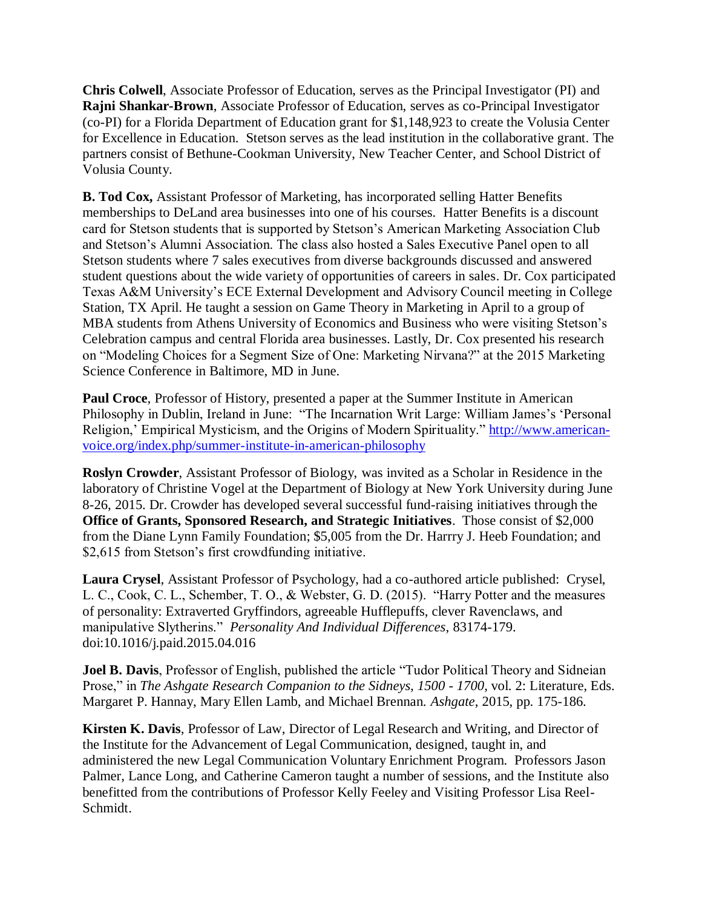**Chris Colwell**, Associate Professor of Education, serves as the Principal Investigator (PI) and **Rajni Shankar-Brown**, Associate Professor of Education, serves as co-Principal Investigator (co-PI) for a Florida Department of Education grant for $1,148,923 to create the Volusia Center for Excellence in Education. Stetson serves as the lead institution in the collaborative grant. The partners consist of Bethune-Cookman University, New Teacher Center, and School District of Volusia County.

**B. Tod Cox,** Assistant Professor of Marketing, has incorporated selling Hatter Benefits memberships to DeLand area businesses into one of his courses. Hatter Benefits is a discount card for Stetson students that is supported by Stetson's American Marketing Association Club and Stetson's Alumni Association. The class also hosted a Sales Executive Panel open to all Stetson students where 7 sales executives from diverse backgrounds discussed and answered student questions about the wide variety of opportunities of careers in sales. Dr. Cox participated Texas A&M University's ECE External Development and Advisory Council meeting in College Station, TX April. He taught a session on Game Theory in Marketing in April to a group of MBA students from Athens University of Economics and Business who were visiting Stetson's Celebration campus and central Florida area businesses. Lastly, Dr. Cox presented his research on "Modeling Choices for a Segment Size of One: Marketing Nirvana?" at the 2015 Marketing Science Conference in Baltimore, MD in June.

**Paul Croce**, Professor of History, presented a paper at the Summer Institute in American Philosophy in Dublin, Ireland in June: "The Incarnation Writ Large: William James's 'Personal Religion,' Empirical Mysticism, and the Origins of Modern Spirituality." [http://www.american-voice.org/index.php/summer-institute-in-american-philosophy](http://www.american-voice.org/index.php/summer-institute-in-american-philosophy)

**Roslyn Crowder**, Assistant Professor of Biology, was invited as a Scholar in Residence in the laboratory of Christine Vogel at the Department of Biology at New York University during June 8-26, 2015. Dr. Crowder has developed several successful fund-raising initiatives through the **Office of Grants, Sponsored Research, and Strategic Initiatives**. Those consist of $2,000 from the Diane Lynn Family Foundation; $5,005 from the Dr. Harrry J. Heeb Foundation; and $2,615 from Stetson's first crowdfunding initiative.

**Laura Crysel**, Assistant Professor of Psychology, had a co-authored article published: Crysel, L. C., Cook, C. L., Schember, T. O., & Webster, G. D. (2015). "Harry Potter and the measures of personality: Extraverted Gryffindors, agreeable Hufflepuffs, clever Ravenclaws, and manipulative Slytherins." *Personality And Individual Differences*, 83174-179. doi:10.1016/j.paid.2015.04.016

**Joel B. Davis**, Professor of English, published the article "Tudor Political Theory and Sidneian Prose," in *The Ashgate Research Companion to the Sidneys, 1500 - 1700*, vol. 2: Literature, Eds. Margaret P. Hannay, Mary Ellen Lamb, and Michael Brennan. *Ashgate*, 2015, pp. 175-186.

**Kirsten K. Davis**, Professor of Law, Director of Legal Research and Writing, and Director of the Institute for the Advancement of Legal Communication, designed, taught in, and administered the new Legal Communication Voluntary Enrichment Program. Professors Jason Palmer, Lance Long, and Catherine Cameron taught a number of sessions, and the Institute also benefitted from the contributions of Professor Kelly Feeley and Visiting Professor Lisa Reel-Schmidt.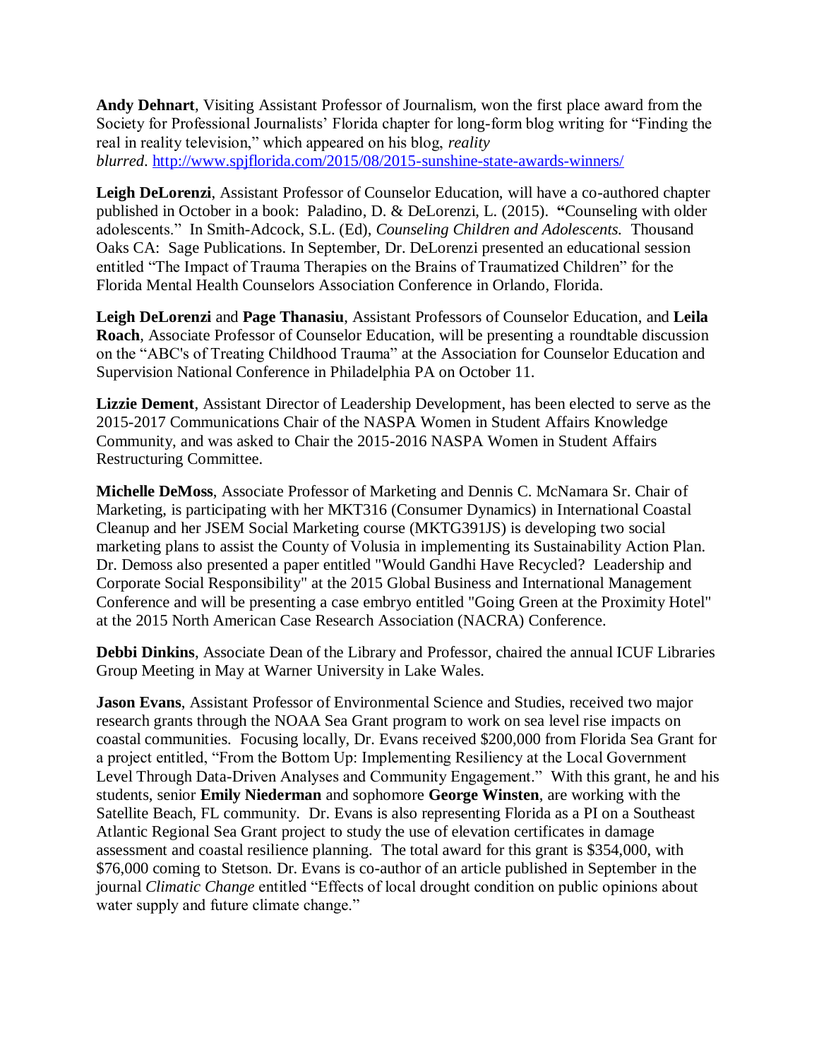**Andy Dehnart**, Visiting Assistant Professor of Journalism, won the first place award from the Society for Professional Journalists' Florida chapter for long-form blog writing for "Finding the real in reality television," which appeared on his blog, *reality blurred*. http://www.spjflorida.com/2015/08/2015-sunshine-state-awards-winners/

**Leigh DeLorenzi**, Assistant Professor of Counselor Education, will have a co-authored chapter published in October in a book: Paladino, D. & DeLorenzi, L. (2015). **"**Counseling with older adolescents." In Smith-Adcock, S.L. (Ed), *Counseling Children and Adolescents.* Thousand Oaks CA: Sage Publications. In September, Dr. DeLorenzi presented an educational session entitled "The Impact of Trauma Therapies on the Brains of Traumatized Children" for the Florida Mental Health Counselors Association Conference in Orlando, Florida.

**Leigh DeLorenzi** and **Page Thanasiu**, Assistant Professors of Counselor Education, and **Leila Roach**, Associate Professor of Counselor Education, will be presenting a roundtable discussion on the "ABC's of Treating Childhood Trauma" at the Association for Counselor Education and Supervision National Conference in Philadelphia PA on October 11.

**Lizzie Dement**, Assistant Director of Leadership Development, has been elected to serve as the 2015-2017 Communications Chair of the NASPA Women in Student Affairs Knowledge Community, and was asked to Chair the 2015-2016 NASPA Women in Student Affairs Restructuring Committee.

**Michelle DeMoss**, Associate Professor of Marketing and Dennis C. McNamara Sr. Chair of Marketing, is participating with her MKT316 (Consumer Dynamics) in International Coastal Cleanup and her JSEM Social Marketing course (MKTG391JS) is developing two social marketing plans to assist the County of Volusia in implementing its Sustainability Action Plan. Dr. Demoss also presented a paper entitled "Would Gandhi Have Recycled? Leadership and Corporate Social Responsibility" at the 2015 Global Business and International Management Conference and will be presenting a case embryo entitled "Going Green at the Proximity Hotel" at the 2015 North American Case Research Association (NACRA) Conference.

**Debbi Dinkins**, Associate Dean of the Library and Professor, chaired the annual ICUF Libraries Group Meeting in May at Warner University in Lake Wales.

**Jason Evans**, Assistant Professor of Environmental Science and Studies, received two major research grants through the NOAA Sea Grant program to work on sea level rise impacts on coastal communities. Focusing locally, Dr. Evans received $200,000 from Florida Sea Grant for a project entitled, "From the Bottom Up: Implementing Resiliency at the Local Government Level Through Data-Driven Analyses and Community Engagement." With this grant, he and his students, senior **Emily Niederman** and sophomore **George Winsten**, are working with the Satellite Beach, FL community. Dr. Evans is also representing Florida as a PI on a Southeast Atlantic Regional Sea Grant project to study the use of elevation certificates in damage assessment and coastal resilience planning. The total award for this grant is $354,000, with $76,000 coming to Stetson. Dr. Evans is co-author of an article published in September in the journal *Climatic Change* entitled "Effects of local drought condition on public opinions about water supply and future climate change."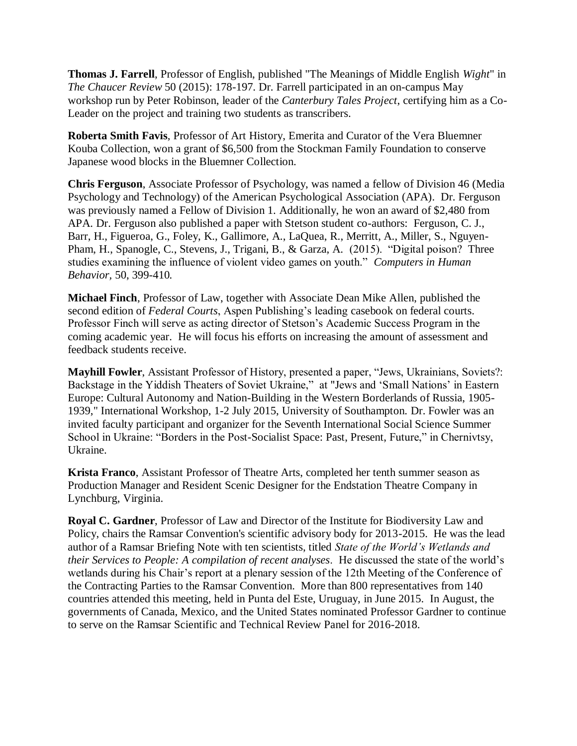**Thomas J. Farrell**, Professor of English, published "The Meanings of Middle English *Wight*" in *The Chaucer Review* 50 (2015): 178-197. Dr. Farrell participated in an on-campus May workshop run by Peter Robinson, leader of the *Canterbury Tales Project*, certifying him as a Co-Leader on the project and training two students as transcribers.

**Roberta Smith Favis**, Professor of Art History, Emerita and Curator of the Vera Bluemner Kouba Collection, won a grant of $6,500 from the Stockman Family Foundation to conserve Japanese wood blocks in the Bluemner Collection.

**Chris Ferguson**, Associate Professor of Psychology, was named a fellow of Division 46 (Media Psychology and Technology) of the American Psychological Association (APA). Dr. Ferguson was previously named a Fellow of Division 1. Additionally, he won an award of $2,480 from APA. Dr. Ferguson also published a paper with Stetson student co-authors: Ferguson, C. J., Barr, H., Figueroa, G., Foley, K., Gallimore, A., LaQuea, R., Merritt, A., Miller, S., Nguyen-Pham, H., Spanogle, C., Stevens, J., Trigani, B., & Garza, A. (2015). "Digital poison? Three studies examining the influence of violent video games on youth." *Computers in Human Behavior*, 50, 399-410.

**Michael Finch**, Professor of Law, together with Associate Dean Mike Allen, published the second edition of *Federal Courts*, Aspen Publishing's leading casebook on federal courts. Professor Finch will serve as acting director of Stetson's Academic Success Program in the coming academic year. He will focus his efforts on increasing the amount of assessment and feedback students receive.

**Mayhill Fowler**, Assistant Professor of History, presented a paper, "Jews, Ukrainians, Soviets?: Backstage in the Yiddish Theaters of Soviet Ukraine," at "Jews and 'Small Nations' in Eastern Europe: Cultural Autonomy and Nation-Building in the Western Borderlands of Russia, 1905-1939," International Workshop, 1-2 July 2015, University of Southampton. Dr. Fowler was an invited faculty participant and organizer for the Seventh International Social Science Summer School in Ukraine: "Borders in the Post-Socialist Space: Past, Present, Future," in Chernivtsy, Ukraine.

**Krista Franco**, Assistant Professor of Theatre Arts, completed her tenth summer season as Production Manager and Resident Scenic Designer for the Endstation Theatre Company in Lynchburg, Virginia.

**Royal C. Gardner**, Professor of Law and Director of the Institute for Biodiversity Law and Policy, chairs the Ramsar Convention's scientific advisory body for 2013-2015. He was the lead author of a Ramsar Briefing Note with ten scientists, titled *State of the World's Wetlands and their Services to People: A compilation of recent analyses*. He discussed the state of the world's wetlands during his Chair's report at a plenary session of the 12th Meeting of the Conference of the Contracting Parties to the Ramsar Convention. More than 800 representatives from 140 countries attended this meeting, held in Punta del Este, Uruguay, in June 2015. In August, the governments of Canada, Mexico, and the United States nominated Professor Gardner to continue to serve on the Ramsar Scientific and Technical Review Panel for 2016-2018.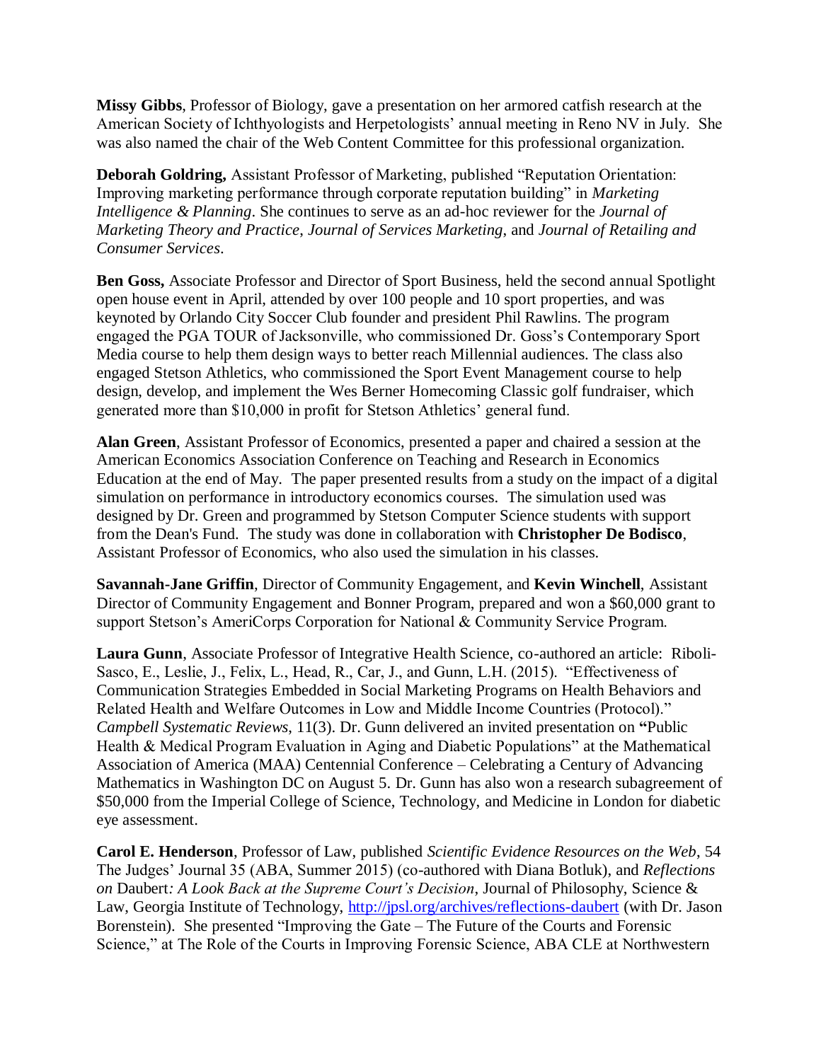**Missy Gibbs**, Professor of Biology, gave a presentation on her armored catfish research at the American Society of Ichthyologists and Herpetologists' annual meeting in Reno NV in July. She was also named the chair of the Web Content Committee for this professional organization.

**Deborah Goldring,** Assistant Professor of Marketing, published "Reputation Orientation: Improving marketing performance through corporate reputation building" in *Marketing Intelligence & Planning*. She continues to serve as an ad-hoc reviewer for the *Journal of Marketing Theory and Practice*, *Journal of Services Marketing*, and *Journal of Retailing and Consumer Services*.

**Ben Goss,** Associate Professor and Director of Sport Business, held the second annual Spotlight open house event in April, attended by over 100 people and 10 sport properties, and was keynoted by Orlando City Soccer Club founder and president Phil Rawlins. The program engaged the PGA TOUR of Jacksonville, who commissioned Dr. Goss's Contemporary Sport Media course to help them design ways to better reach Millennial audiences. The class also engaged Stetson Athletics, who commissioned the Sport Event Management course to help design, develop, and implement the Wes Berner Homecoming Classic golf fundraiser, which generated more than $10,000 in profit for Stetson Athletics' general fund.

**Alan Green**, Assistant Professor of Economics, presented a paper and chaired a session at the American Economics Association Conference on Teaching and Research in Economics Education at the end of May. The paper presented results from a study on the impact of a digital simulation on performance in introductory economics courses. The simulation used was designed by Dr. Green and programmed by Stetson Computer Science students with support from the Dean's Fund. The study was done in collaboration with **Christopher De Bodisco**, Assistant Professor of Economics, who also used the simulation in his classes.

**Savannah-Jane Griffin**, Director of Community Engagement, and **Kevin Winchell**, Assistant Director of Community Engagement and Bonner Program, prepared and won a $60,000 grant to support Stetson's AmeriCorps Corporation for National & Community Service Program.

**Laura Gunn**, Associate Professor of Integrative Health Science, co-authored an article: Riboli-Sasco, E., Leslie, J., Felix, L., Head, R., Car, J., and Gunn, L.H. (2015). "Effectiveness of Communication Strategies Embedded in Social Marketing Programs on Health Behaviors and Related Health and Welfare Outcomes in Low and Middle Income Countries (Protocol)." *Campbell Systematic Reviews*, 11(3). Dr. Gunn delivered an invited presentation on **"**Public Health & Medical Program Evaluation in Aging and Diabetic Populations" at the Mathematical Association of America (MAA) Centennial Conference – Celebrating a Century of Advancing Mathematics in Washington DC on August 5. Dr. Gunn has also won a research subagreement of $50,000 from the Imperial College of Science, Technology, and Medicine in London for diabetic eye assessment.

**Carol E. Henderson**, Professor of Law, published *Scientific Evidence Resources on the Web*, 54 The Judges' Journal 35 (ABA, Summer 2015) (co-authored with Diana Botluk), and *Reflections on* Daubert*: A Look Back at the Supreme Court's Decision*, Journal of Philosophy, Science & Law, Georgia Institute of Technology, http://jpsl.org/archives/reflections-daubert (with Dr. Jason Borenstein). She presented "Improving the Gate – The Future of the Courts and Forensic Science," at The Role of the Courts in Improving Forensic Science, ABA CLE at Northwestern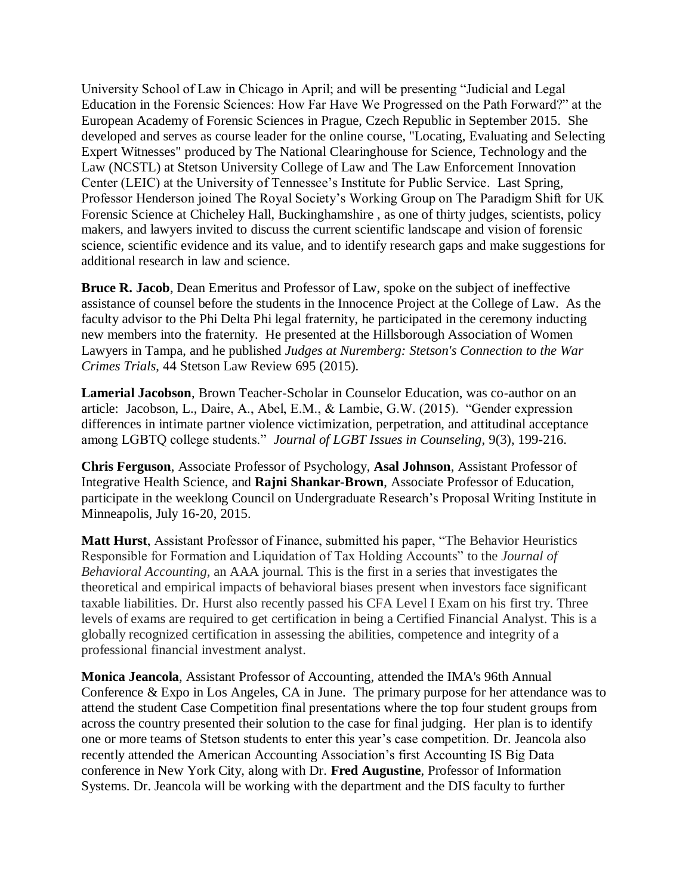University School of Law in Chicago in April; and will be presenting "Judicial and Legal Education in the Forensic Sciences: How Far Have We Progressed on the Path Forward?" at the European Academy of Forensic Sciences in Prague, Czech Republic in September 2015. She developed and serves as course leader for the online course, "Locating, Evaluating and Selecting Expert Witnesses" produced by The National Clearinghouse for Science, Technology and the Law (NCSTL) at Stetson University College of Law and The Law Enforcement Innovation Center (LEIC) at the University of Tennessee's Institute for Public Service. Last Spring, Professor Henderson joined The Royal Society's Working Group on The Paradigm Shift for UK Forensic Science at Chicheley Hall, Buckinghamshire , as one of thirty judges, scientists, policy makers, and lawyers invited to discuss the current scientific landscape and vision of forensic science, scientific evidence and its value, and to identify research gaps and make suggestions for additional research in law and science.

**Bruce R. Jacob**, Dean Emeritus and Professor of Law, spoke on the subject of ineffective assistance of counsel before the students in the Innocence Project at the College of Law. As the faculty advisor to the Phi Delta Phi legal fraternity, he participated in the ceremony inducting new members into the fraternity. He presented at the Hillsborough Association of Women Lawyers in Tampa, and he published *Judges at Nuremberg: Stetson's Connection to the War Crimes Trials*, 44 Stetson Law Review 695 (2015).

**Lamerial Jacobson**, Brown Teacher-Scholar in Counselor Education, was co-author on an article: Jacobson, L., Daire, A., Abel, E.M., & Lambie, G.W. (2015). "Gender expression differences in intimate partner violence victimization, perpetration, and attitudinal acceptance among LGBTQ college students." *Journal of LGBT Issues in Counseling*, 9(3), 199-216.

**Chris Ferguson**, Associate Professor of Psychology, **Asal Johnson**, Assistant Professor of Integrative Health Science, and **Rajni Shankar-Brown**, Associate Professor of Education, participate in the weeklong Council on Undergraduate Research's Proposal Writing Institute in Minneapolis, July 16-20, 2015.

**Matt Hurst**, Assistant Professor of Finance, submitted his paper, "The Behavior Heuristics Responsible for Formation and Liquidation of Tax Holding Accounts" to the *Journal of Behavioral Accounting*, an AAA journal. This is the first in a series that investigates the theoretical and empirical impacts of behavioral biases present when investors face significant taxable liabilities. Dr. Hurst also recently passed his CFA Level I Exam on his first try. Three levels of exams are required to get certification in being a Certified Financial Analyst. This is a globally recognized certification in assessing the abilities, competence and integrity of a professional financial investment analyst.

**Monica Jeancola**, Assistant Professor of Accounting, attended the IMA's 96th Annual Conference & Expo in Los Angeles, CA in June. The primary purpose for her attendance was to attend the student Case Competition final presentations where the top four student groups from across the country presented their solution to the case for final judging. Her plan is to identify one or more teams of Stetson students to enter this year's case competition. Dr. Jeancola also recently attended the American Accounting Association's first Accounting IS Big Data conference in New York City, along with Dr. **Fred Augustine**, Professor of Information Systems. Dr. Jeancola will be working with the department and the DIS faculty to further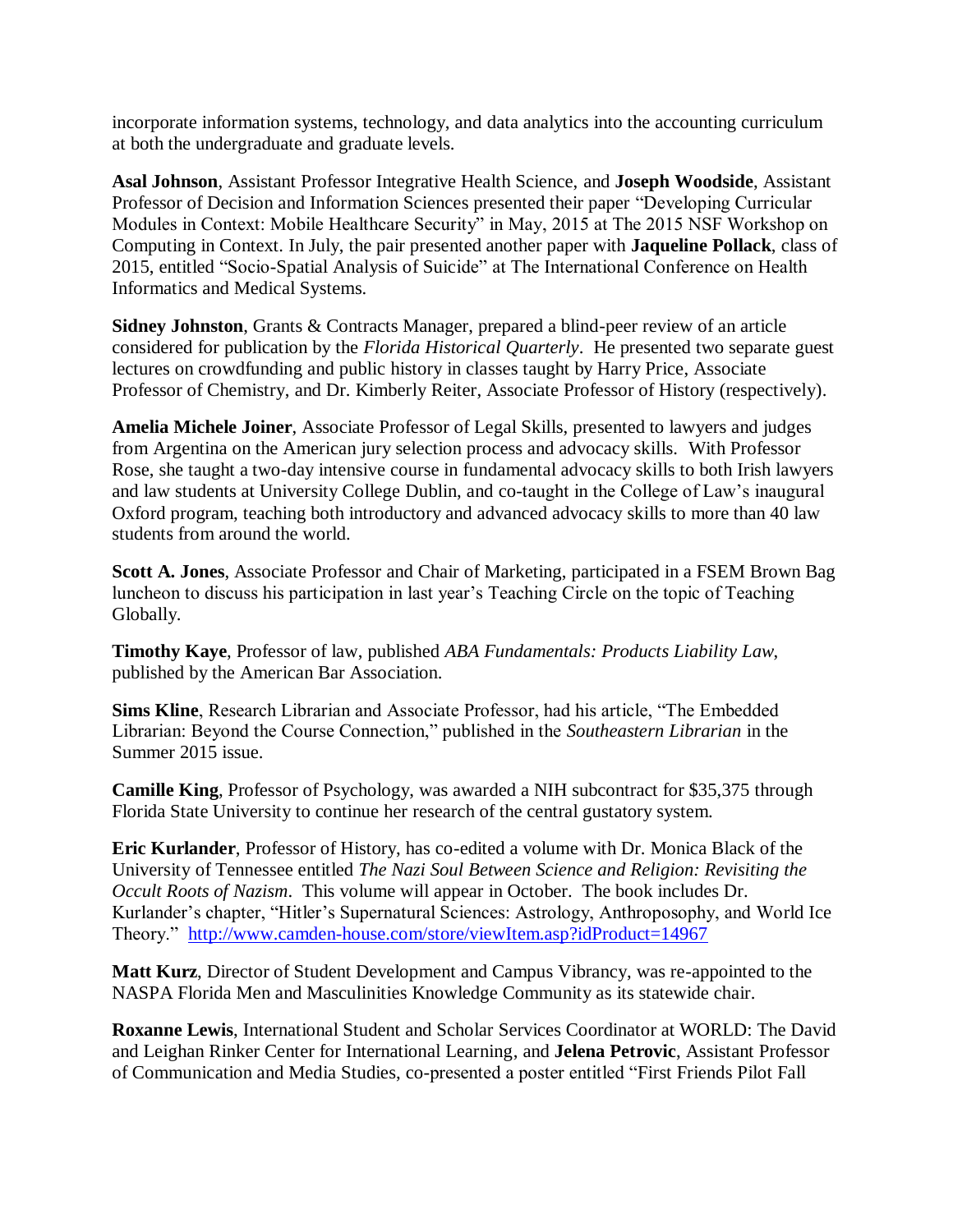incorporate information systems, technology, and data analytics into the accounting curriculum at both the undergraduate and graduate levels.

**Asal Johnson**, Assistant Professor Integrative Health Science, and **Joseph Woodside**, Assistant Professor of Decision and Information Sciences presented their paper "Developing Curricular Modules in Context: Mobile Healthcare Security" in May, 2015 at The 2015 NSF Workshop on Computing in Context. In July, the pair presented another paper with **Jaqueline Pollack**, class of 2015, entitled "Socio-Spatial Analysis of Suicide" at The International Conference on Health Informatics and Medical Systems.

**Sidney Johnston**, Grants & Contracts Manager, prepared a blind-peer review of an article considered for publication by the *Florida Historical Quarterly*. He presented two separate guest lectures on crowdfunding and public history in classes taught by Harry Price, Associate Professor of Chemistry, and Dr. Kimberly Reiter, Associate Professor of History (respectively).

**Amelia Michele Joiner**, Associate Professor of Legal Skills, presented to lawyers and judges from Argentina on the American jury selection process and advocacy skills. With Professor Rose, she taught a two-day intensive course in fundamental advocacy skills to both Irish lawyers and law students at University College Dublin, and co-taught in the College of Law's inaugural Oxford program, teaching both introductory and advanced advocacy skills to more than 40 law students from around the world.

**Scott A. Jones**, Associate Professor and Chair of Marketing, participated in a FSEM Brown Bag luncheon to discuss his participation in last year's Teaching Circle on the topic of Teaching Globally.

**Timothy Kaye**, Professor of law, published *ABA Fundamentals: Products Liability Law*, published by the American Bar Association.

**Sims Kline**, Research Librarian and Associate Professor, had his article, "The Embedded Librarian: Beyond the Course Connection," published in the *Southeastern Librarian* in the Summer 2015 issue.

**Camille King**, Professor of Psychology, was awarded a NIH subcontract for $35,375 through Florida State University to continue her research of the central gustatory system.

**Eric Kurlander**, Professor of History, has co-edited a volume with Dr. Monica Black of the University of Tennessee entitled *The Nazi Soul Between Science and Religion: Revisiting the Occult Roots of Nazism*. This volume will appear in October. The book includes Dr. Kurlander's chapter, "Hitler's Supernatural Sciences: Astrology, Anthroposophy, and World Ice Theory." http://www.camden-house.com/store/viewItem.asp?idProduct=14967

**Matt Kurz**, Director of Student Development and Campus Vibrancy, was re-appointed to the NASPA Florida Men and Masculinities Knowledge Community as its statewide chair.

**Roxanne Lewis**, International Student and Scholar Services Coordinator at WORLD: The David and Leighan Rinker Center for International Learning, and **Jelena Petrovic**, Assistant Professor of Communication and Media Studies, co-presented a poster entitled "First Friends Pilot Fall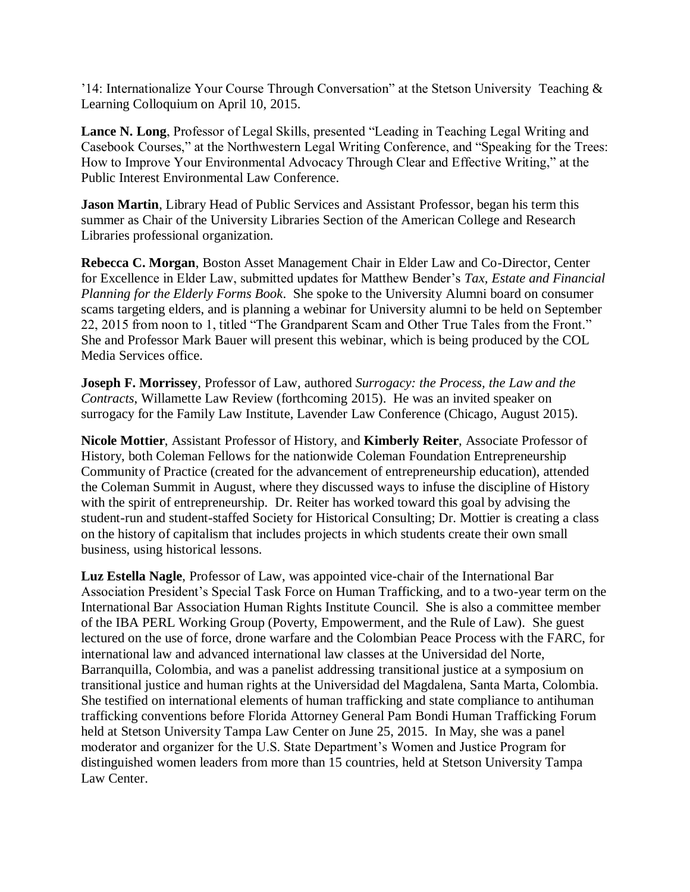'14: Internationalize Your Course Through Conversation" at the Stetson University Teaching & Learning Colloquium on April 10, 2015.

**Lance N. Long**, Professor of Legal Skills, presented "Leading in Teaching Legal Writing and Casebook Courses," at the Northwestern Legal Writing Conference, and "Speaking for the Trees: How to Improve Your Environmental Advocacy Through Clear and Effective Writing," at the Public Interest Environmental Law Conference.

**Jason Martin**, Library Head of Public Services and Assistant Professor, began his term this summer as Chair of the University Libraries Section of the American College and Research Libraries professional organization.

**Rebecca C. Morgan**, Boston Asset Management Chair in Elder Law and Co-Director, Center for Excellence in Elder Law, submitted updates for Matthew Bender's *Tax, Estate and Financial Planning for the Elderly Forms Book*. She spoke to the University Alumni board on consumer scams targeting elders, and is planning a webinar for University alumni to be held on September 22, 2015 from noon to 1, titled "The Grandparent Scam and Other True Tales from the Front." She and Professor Mark Bauer will present this webinar, which is being produced by the COL Media Services office.

**Joseph F. Morrissey**, Professor of Law, authored *Surrogacy: the Process, the Law and the Contracts*, Willamette Law Review (forthcoming 2015). He was an invited speaker on surrogacy for the Family Law Institute, Lavender Law Conference (Chicago, August 2015).

**Nicole Mottier**, Assistant Professor of History, and **Kimberly Reiter**, Associate Professor of History, both Coleman Fellows for the nationwide Coleman Foundation Entrepreneurship Community of Practice (created for the advancement of entrepreneurship education), attended the Coleman Summit in August, where they discussed ways to infuse the discipline of History with the spirit of entrepreneurship. Dr. Reiter has worked toward this goal by advising the student-run and student-staffed Society for Historical Consulting; Dr. Mottier is creating a class on the history of capitalism that includes projects in which students create their own small business, using historical lessons.

**Luz Estella Nagle**, Professor of Law, was appointed vice-chair of the International Bar Association President's Special Task Force on Human Trafficking, and to a two-year term on the International Bar Association Human Rights Institute Council. She is also a committee member of the IBA PERL Working Group (Poverty, Empowerment, and the Rule of Law). She guest lectured on the use of force, drone warfare and the Colombian Peace Process with the FARC, for international law and advanced international law classes at the Universidad del Norte, Barranquilla, Colombia, and was a panelist addressing transitional justice at a symposium on transitional justice and human rights at the Universidad del Magdalena, Santa Marta, Colombia. She testified on international elements of human trafficking and state compliance to antihuman trafficking conventions before Florida Attorney General Pam Bondi Human Trafficking Forum held at Stetson University Tampa Law Center on June 25, 2015. In May, she was a panel moderator and organizer for the U.S. State Department's Women and Justice Program for distinguished women leaders from more than 15 countries, held at Stetson University Tampa Law Center.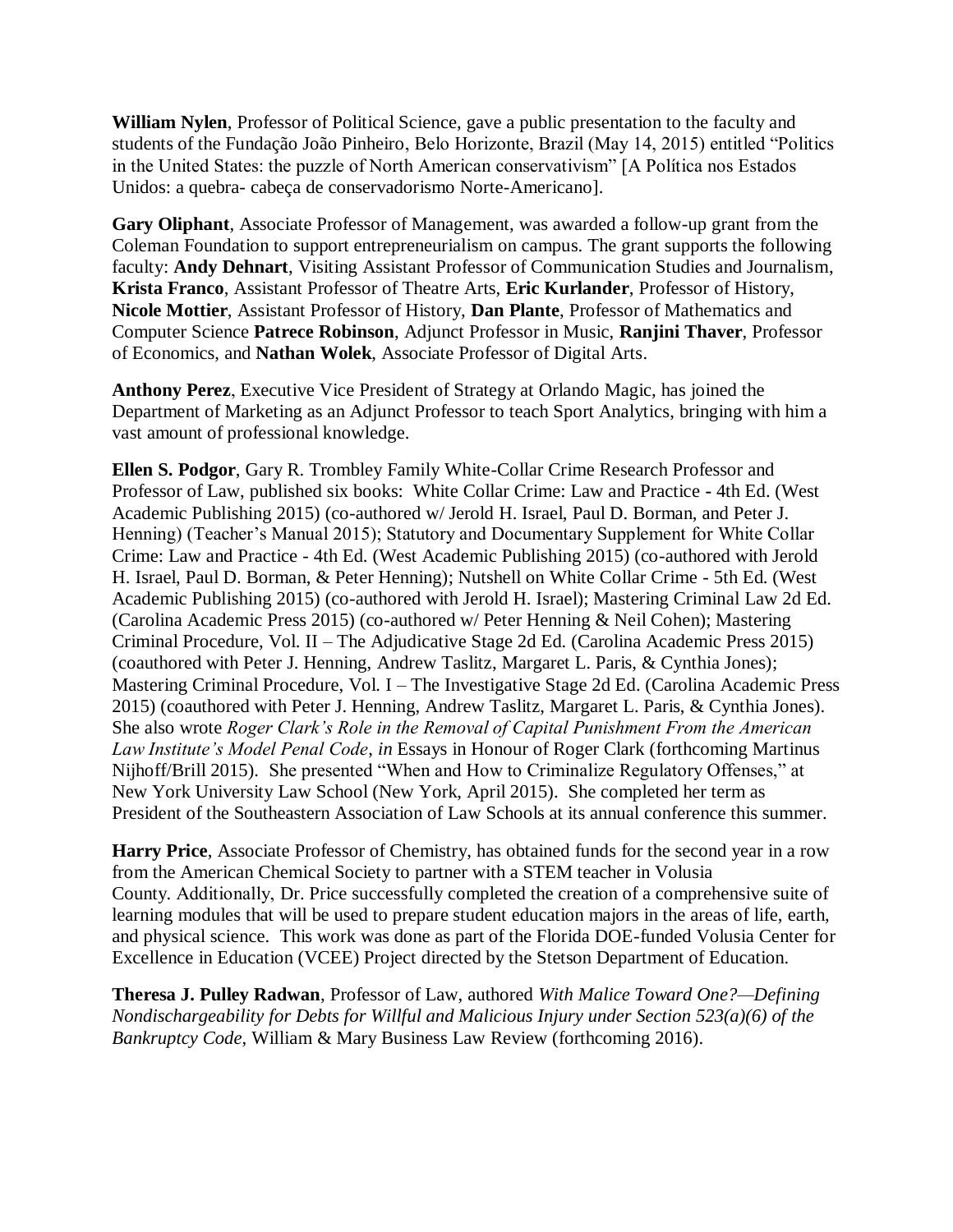**William Nylen**, Professor of Political Science, gave a public presentation to the faculty and students of the Fundação João Pinheiro, Belo Horizonte, Brazil (May 14, 2015) entitled "Politics in the United States: the puzzle of North American conservativism" [A Política nos Estados Unidos: a quebra- cabeça de conservadorismo Norte-Americano].

**Gary Oliphant**, Associate Professor of Management, was awarded a follow-up grant from the Coleman Foundation to support entrepreneurialism on campus. The grant supports the following faculty: **Andy Dehnart**, Visiting Assistant Professor of Communication Studies and Journalism, **Krista Franco**, Assistant Professor of Theatre Arts, **Eric Kurlander**, Professor of History, **Nicole Mottier**, Assistant Professor of History, **Dan Plante**, Professor of Mathematics and Computer Science **Patrece Robinson**, Adjunct Professor in Music, **Ranjini Thaver**, Professor of Economics, and **Nathan Wolek**, Associate Professor of Digital Arts.

**Anthony Perez**, Executive Vice President of Strategy at Orlando Magic, has joined the Department of Marketing as an Adjunct Professor to teach Sport Analytics, bringing with him a vast amount of professional knowledge.

**Ellen S. Podgor**, Gary R. Trombley Family White-Collar Crime Research Professor and Professor of Law, published six books: White Collar Crime: Law and Practice - 4th Ed. (West Academic Publishing 2015) (co-authored w/ Jerold H. Israel, Paul D. Borman, and Peter J. Henning) (Teacher's Manual 2015); Statutory and Documentary Supplement for White Collar Crime: Law and Practice - 4th Ed. (West Academic Publishing 2015) (co-authored with Jerold H. Israel, Paul D. Borman, & Peter Henning); Nutshell on White Collar Crime - 5th Ed. (West Academic Publishing 2015) (co-authored with Jerold H. Israel); Mastering Criminal Law 2d Ed. (Carolina Academic Press 2015) (co-authored w/ Peter Henning & Neil Cohen); Mastering Criminal Procedure, Vol. II – The Adjudicative Stage 2d Ed. (Carolina Academic Press 2015) (coauthored with Peter J. Henning, Andrew Taslitz, Margaret L. Paris, & Cynthia Jones); Mastering Criminal Procedure, Vol. I – The Investigative Stage 2d Ed. (Carolina Academic Press 2015) (coauthored with Peter J. Henning, Andrew Taslitz, Margaret L. Paris, & Cynthia Jones). She also wrote *Roger Clark's Role in the Removal of Capital Punishment From the American Law Institute's Model Penal Code*, *in* Essays in Honour of Roger Clark (forthcoming Martinus Nijhoff/Brill 2015). She presented "When and How to Criminalize Regulatory Offenses," at New York University Law School (New York, April 2015). She completed her term as President of the Southeastern Association of Law Schools at its annual conference this summer.

**Harry Price**, Associate Professor of Chemistry, has obtained funds for the second year in a row from the American Chemical Society to partner with a STEM teacher in Volusia County. Additionally, Dr. Price successfully completed the creation of a comprehensive suite of learning modules that will be used to prepare student education majors in the areas of life, earth, and physical science. This work was done as part of the Florida DOE-funded Volusia Center for Excellence in Education (VCEE) Project directed by the Stetson Department of Education.

**Theresa J. Pulley Radwan**, Professor of Law, authored *With Malice Toward One?—Defining Nondischargeability for Debts for Willful and Malicious Injury under Section 523(a)(6) of the Bankruptcy Code*, William & Mary Business Law Review (forthcoming 2016).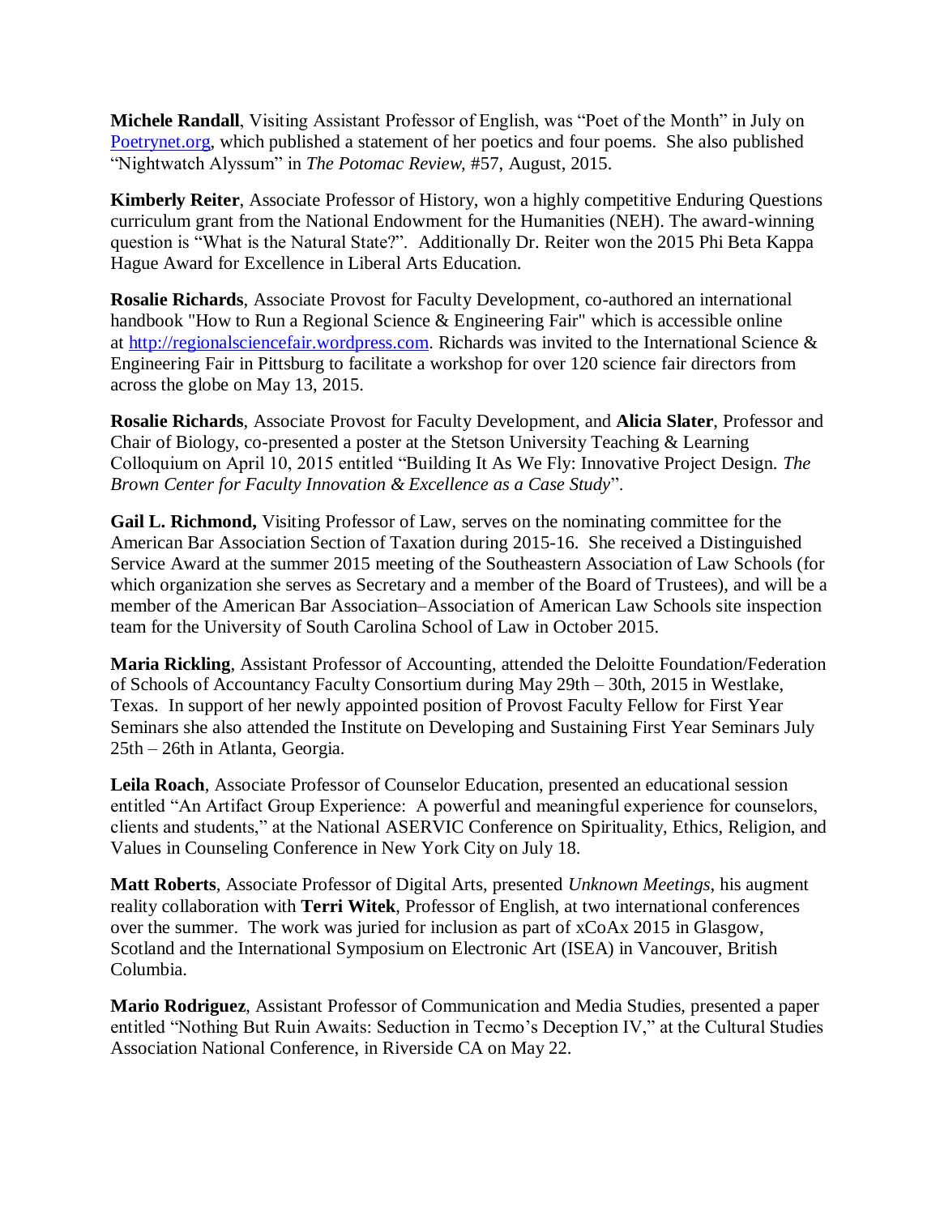**Michele Randall**, Visiting Assistant Professor of English, was "Poet of the Month" in July on [Poetrynet.org](Poetrynet.org), which published a statement of her poetics and four poems. She also published "Nightwatch Alyssum" in *The Potomac Review*, #57, August, 2015.

**Kimberly Reiter**, Associate Professor of History, won a highly competitive Enduring Questions curriculum grant from the National Endowment for the Humanities (NEH). The award-winning question is "What is the Natural State?". Additionally Dr. Reiter won the 2015 Phi Beta Kappa Hague Award for Excellence in Liberal Arts Education.

**Rosalie Richards**, Associate Provost for Faculty Development, co-authored an international handbook "How to Run a Regional Science & Engineering Fair" which is accessible online at [http://regionalsciencefair.wordpress.com](http://regionalsciencefair.wordpress.com). Richards was invited to the International Science & Engineering Fair in Pittsburg to facilitate a workshop for over 120 science fair directors from across the globe on May 13, 2015.

**Rosalie Richards**, Associate Provost for Faculty Development, and **Alicia Slater**, Professor and Chair of Biology, co-presented a poster at the Stetson University Teaching & Learning Colloquium on April 10, 2015 entitled "Building It As We Fly: Innovative Project Design. *The Brown Center for Faculty Innovation & Excellence as a Case Study*".

**Gail L. Richmond,** Visiting Professor of Law, serves on the nominating committee for the American Bar Association Section of Taxation during 2015-16. She received a Distinguished Service Award at the summer 2015 meeting of the Southeastern Association of Law Schools (for which organization she serves as Secretary and a member of the Board of Trustees), and will be a member of the American Bar Association–Association of American Law Schools site inspection team for the University of South Carolina School of Law in October 2015.

**Maria Rickling**, Assistant Professor of Accounting, attended the Deloitte Foundation/Federation of Schools of Accountancy Faculty Consortium during May 29th – 30th, 2015 in Westlake, Texas. In support of her newly appointed position of Provost Faculty Fellow for First Year Seminars she also attended the Institute on Developing and Sustaining First Year Seminars July 25th – 26th in Atlanta, Georgia.

**Leila Roach**, Associate Professor of Counselor Education, presented an educational session entitled "An Artifact Group Experience: A powerful and meaningful experience for counselors, clients and students," at the National ASERVIC Conference on Spirituality, Ethics, Religion, and Values in Counseling Conference in New York City on July 18.

**Matt Roberts**, Associate Professor of Digital Arts, presented *Unknown Meetings*, his augment reality collaboration with **Terri Witek**, Professor of English, at two international conferences over the summer. The work was juried for inclusion as part of xCoAx 2015 in Glasgow, Scotland and the International Symposium on Electronic Art (ISEA) in Vancouver, British Columbia.

**Mario Rodriguez**, Assistant Professor of Communication and Media Studies, presented a paper entitled "Nothing But Ruin Awaits: Seduction in Tecmo's Deception IV," at the Cultural Studies Association National Conference, in Riverside CA on May 22.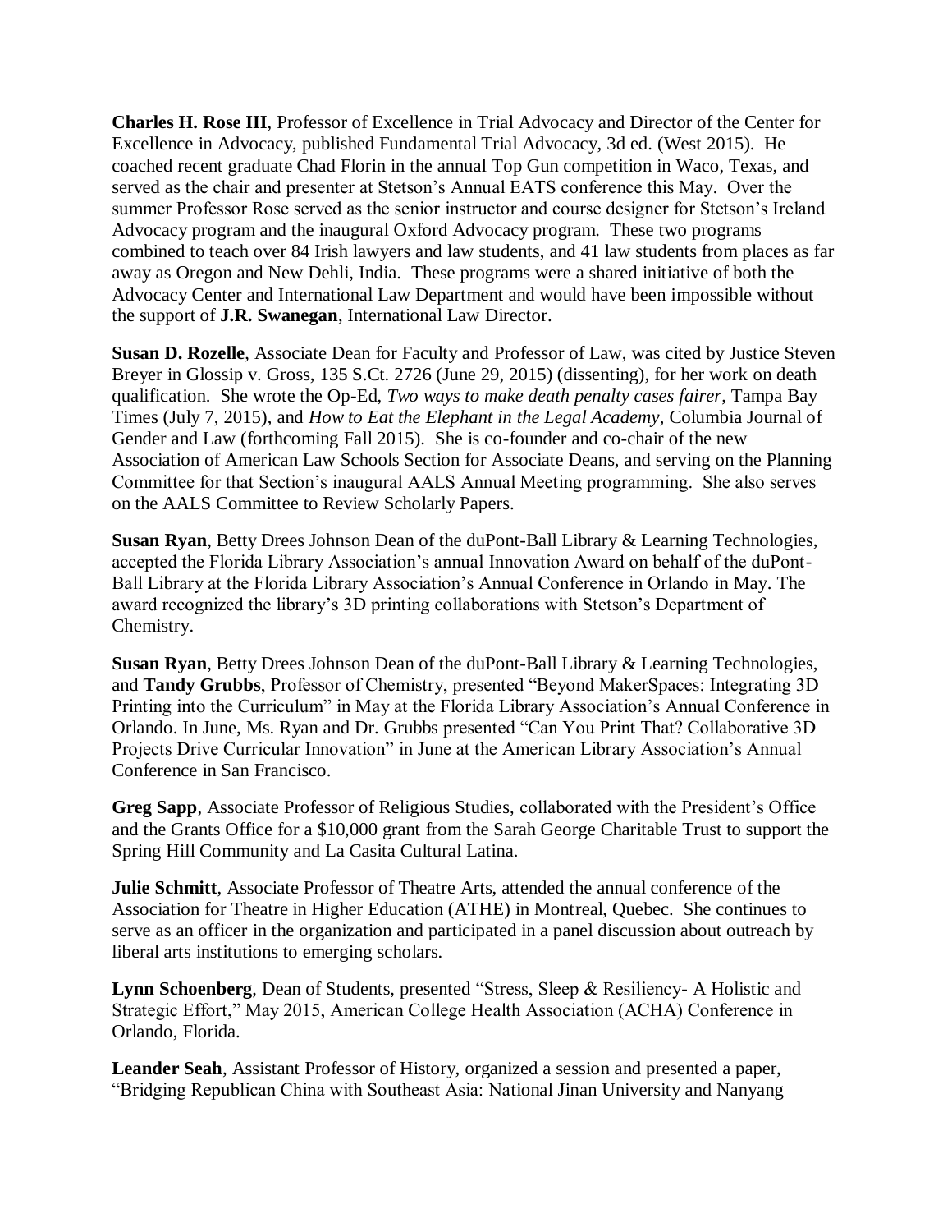**Charles H. Rose III**, Professor of Excellence in Trial Advocacy and Director of the Center for Excellence in Advocacy, published Fundamental Trial Advocacy, 3d ed. (West 2015). He coached recent graduate Chad Florin in the annual Top Gun competition in Waco, Texas, and served as the chair and presenter at Stetson's Annual EATS conference this May. Over the summer Professor Rose served as the senior instructor and course designer for Stetson's Ireland Advocacy program and the inaugural Oxford Advocacy program. These two programs combined to teach over 84 Irish lawyers and law students, and 41 law students from places as far away as Oregon and New Dehli, India. These programs were a shared initiative of both the Advocacy Center and International Law Department and would have been impossible without the support of **J.R. Swanegan**, International Law Director.

**Susan D. Rozelle**, Associate Dean for Faculty and Professor of Law, was cited by Justice Steven Breyer in Glossip v. Gross, 135 S.Ct. 2726 (June 29, 2015) (dissenting), for her work on death qualification. She wrote the Op-Ed, *Two ways to make death penalty cases fairer*, Tampa Bay Times (July 7, 2015), and *How to Eat the Elephant in the Legal Academy*, Columbia Journal of Gender and Law (forthcoming Fall 2015). She is co-founder and co-chair of the new Association of American Law Schools Section for Associate Deans, and serving on the Planning Committee for that Section's inaugural AALS Annual Meeting programming. She also serves on the AALS Committee to Review Scholarly Papers.

**Susan Ryan**, Betty Drees Johnson Dean of the duPont-Ball Library & Learning Technologies, accepted the Florida Library Association's annual Innovation Award on behalf of the duPont-Ball Library at the Florida Library Association's Annual Conference in Orlando in May. The award recognized the library's 3D printing collaborations with Stetson's Department of Chemistry.

**Susan Ryan**, Betty Drees Johnson Dean of the duPont-Ball Library & Learning Technologies, and **Tandy Grubbs**, Professor of Chemistry, presented "Beyond MakerSpaces: Integrating 3D Printing into the Curriculum" in May at the Florida Library Association's Annual Conference in Orlando. In June, Ms. Ryan and Dr. Grubbs presented "Can You Print That? Collaborative 3D Projects Drive Curricular Innovation" in June at the American Library Association's Annual Conference in San Francisco.

**Greg Sapp**, Associate Professor of Religious Studies, collaborated with the President's Office and the Grants Office for a $10,000 grant from the Sarah George Charitable Trust to support the Spring Hill Community and La Casita Cultural Latina.

**Julie Schmitt**, Associate Professor of Theatre Arts, attended the annual conference of the Association for Theatre in Higher Education (ATHE) in Montreal, Quebec. She continues to serve as an officer in the organization and participated in a panel discussion about outreach by liberal arts institutions to emerging scholars.

**Lynn Schoenberg**, Dean of Students, presented "Stress, Sleep & Resiliency- A Holistic and Strategic Effort," May 2015, American College Health Association (ACHA) Conference in Orlando, Florida.

**Leander Seah**, Assistant Professor of History, organized a session and presented a paper, "Bridging Republican China with Southeast Asia: National Jinan University and Nanyang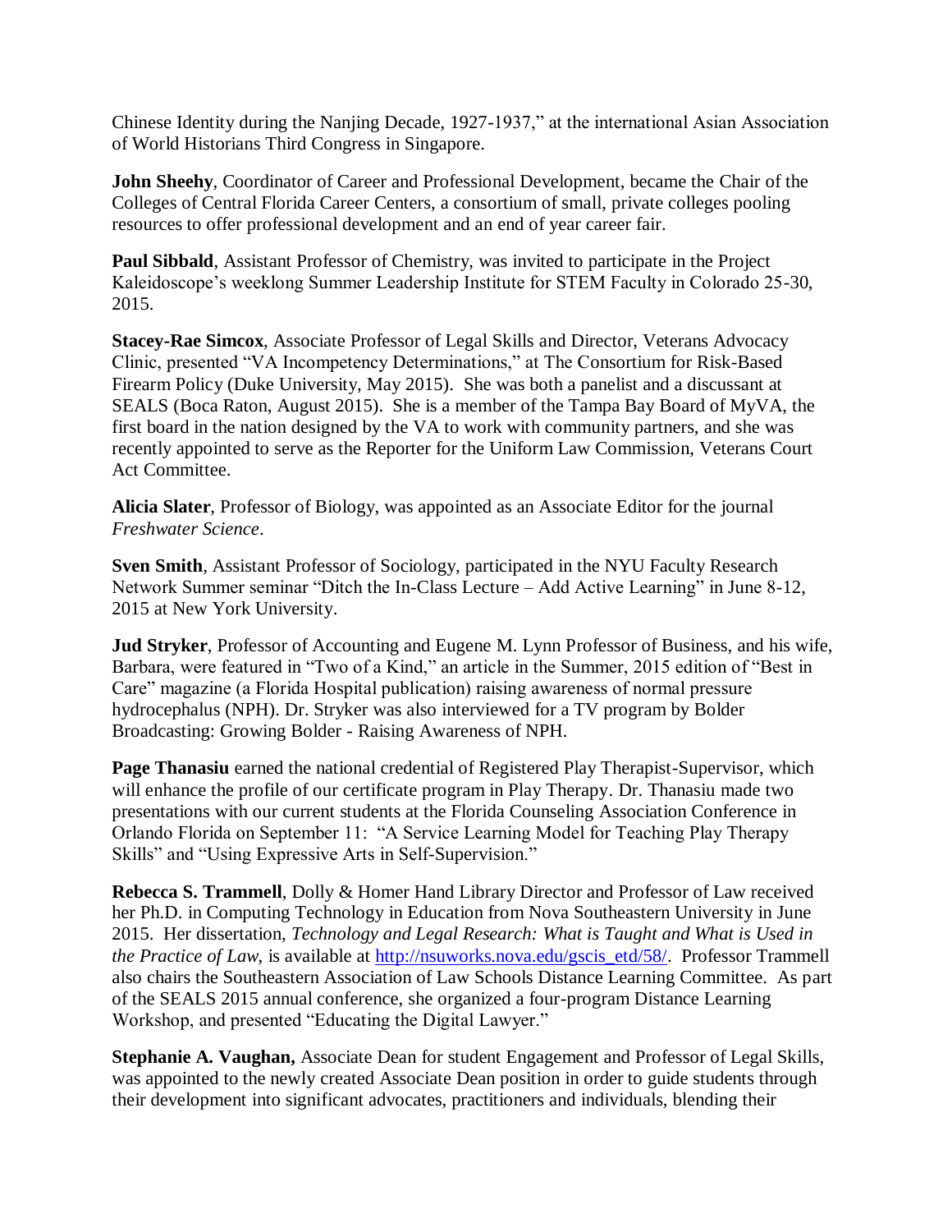Chinese Identity during the Nanjing Decade, 1927-1937," at the international Asian Association of World Historians Third Congress in Singapore.

**John Sheehy**, Coordinator of Career and Professional Development, became the Chair of the Colleges of Central Florida Career Centers, a consortium of small, private colleges pooling resources to offer professional development and an end of year career fair.

**Paul Sibbald**, Assistant Professor of Chemistry, was invited to participate in the Project Kaleidoscope's weeklong Summer Leadership Institute for STEM Faculty in Colorado 25-30, 2015.

**Stacey-Rae Simcox**, Associate Professor of Legal Skills and Director, Veterans Advocacy Clinic, presented "VA Incompetency Determinations," at The Consortium for Risk-Based Firearm Policy (Duke University, May 2015). She was both a panelist and a discussant at SEALS (Boca Raton, August 2015). She is a member of the Tampa Bay Board of MyVA, the first board in the nation designed by the VA to work with community partners, and she was recently appointed to serve as the Reporter for the Uniform Law Commission, Veterans Court Act Committee.

**Alicia Slater**, Professor of Biology, was appointed as an Associate Editor for the journal *Freshwater Science*.

**Sven Smith**, Assistant Professor of Sociology, participated in the NYU Faculty Research Network Summer seminar "Ditch the In-Class Lecture – Add Active Learning" in June 8-12, 2015 at New York University.

**Jud Stryker**, Professor of Accounting and Eugene M. Lynn Professor of Business, and his wife, Barbara, were featured in "Two of a Kind," an article in the Summer, 2015 edition of "Best in Care" magazine (a Florida Hospital publication) raising awareness of normal pressure hydrocephalus (NPH). Dr. Stryker was also interviewed for a TV program by Bolder Broadcasting: Growing Bolder - Raising Awareness of NPH.

**Page Thanasiu** earned the national credential of Registered Play Therapist-Supervisor, which will enhance the profile of our certificate program in Play Therapy. Dr. Thanasiu made two presentations with our current students at the Florida Counseling Association Conference in Orlando Florida on September 11: "A Service Learning Model for Teaching Play Therapy Skills" and "Using Expressive Arts in Self-Supervision."

**Rebecca S. Trammell**, Dolly & Homer Hand Library Director and Professor of Law received her Ph.D. in Computing Technology in Education from Nova Southeastern University in June 2015. Her dissertation, *Technology and Legal Research: What is Taught and What is Used in the Practice of Law*, is available at http://nsuworks.nova.edu/gscis_etd/58/. Professor Trammell also chairs the Southeastern Association of Law Schools Distance Learning Committee. As part of the SEALS 2015 annual conference, she organized a four-program Distance Learning Workshop, and presented "Educating the Digital Lawyer."

**Stephanie A. Vaughan,** Associate Dean for student Engagement and Professor of Legal Skills, was appointed to the newly created Associate Dean position in order to guide students through their development into significant advocates, practitioners and individuals, blending their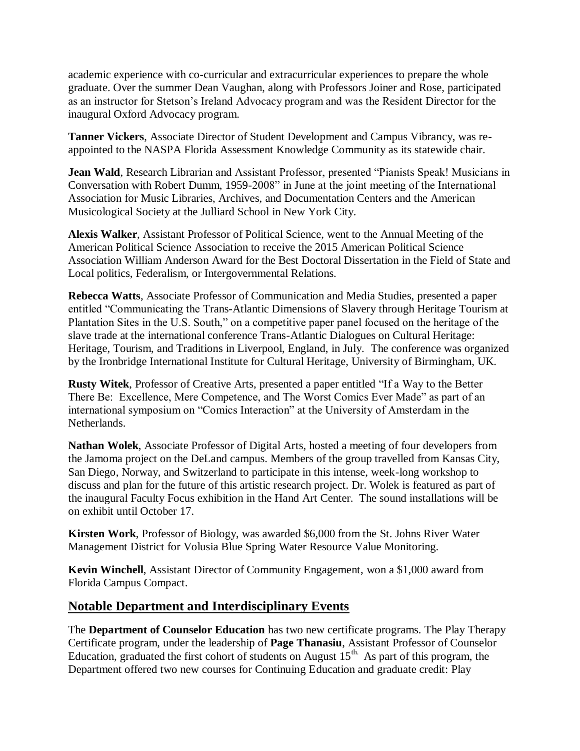academic experience with co-curricular and extracurricular experiences to prepare the whole graduate. Over the summer Dean Vaughan, along with Professors Joiner and Rose, participated as an instructor for Stetson's Ireland Advocacy program and was the Resident Director for the inaugural Oxford Advocacy program.

**Tanner Vickers**, Associate Director of Student Development and Campus Vibrancy, was re-appointed to the NASPA Florida Assessment Knowledge Community as its statewide chair.

**Jean Wald**, Research Librarian and Assistant Professor, presented "Pianists Speak! Musicians in Conversation with Robert Dumm, 1959-2008" in June at the joint meeting of the International Association for Music Libraries, Archives, and Documentation Centers and the American Musicological Society at the Julliard School in New York City.

**Alexis Walker**, Assistant Professor of Political Science, went to the Annual Meeting of the American Political Science Association to receive the 2015 American Political Science Association William Anderson Award for the Best Doctoral Dissertation in the Field of State and Local politics, Federalism, or Intergovernmental Relations.

**Rebecca Watts**, Associate Professor of Communication and Media Studies, presented a paper entitled "Communicating the Trans-Atlantic Dimensions of Slavery through Heritage Tourism at Plantation Sites in the U.S. South," on a competitive paper panel focused on the heritage of the slave trade at the international conference Trans-Atlantic Dialogues on Cultural Heritage: Heritage, Tourism, and Traditions in Liverpool, England, in July. The conference was organized by the Ironbridge International Institute for Cultural Heritage, University of Birmingham, UK.

**Rusty Witek**, Professor of Creative Arts, presented a paper entitled "If a Way to the Better There Be: Excellence, Mere Competence, and The Worst Comics Ever Made" as part of an international symposium on "Comics Interaction" at the University of Amsterdam in the Netherlands.

**Nathan Wolek**, Associate Professor of Digital Arts, hosted a meeting of four developers from the Jamoma project on the DeLand campus. Members of the group travelled from Kansas City, San Diego, Norway, and Switzerland to participate in this intense, week-long workshop to discuss and plan for the future of this artistic research project. Dr. Wolek is featured as part of the inaugural Faculty Focus exhibition in the Hand Art Center. The sound installations will be on exhibit until October 17.

**Kirsten Work**, Professor of Biology, was awarded $6,000 from the St. Johns River Water Management District for Volusia Blue Spring Water Resource Value Monitoring.

**Kevin Winchell**, Assistant Director of Community Engagement, won a $1,000 award from Florida Campus Compact.

## Notable Department and Interdisciplinary Events

The **Department of Counselor Education** has two new certificate programs. The Play Therapy Certificate program, under the leadership of **Page Thanasiu**, Assistant Professor of Counselor Education, graduated the first cohort of students on August 15th. As part of this program, the Department offered two new courses for Continuing Education and graduate credit: Play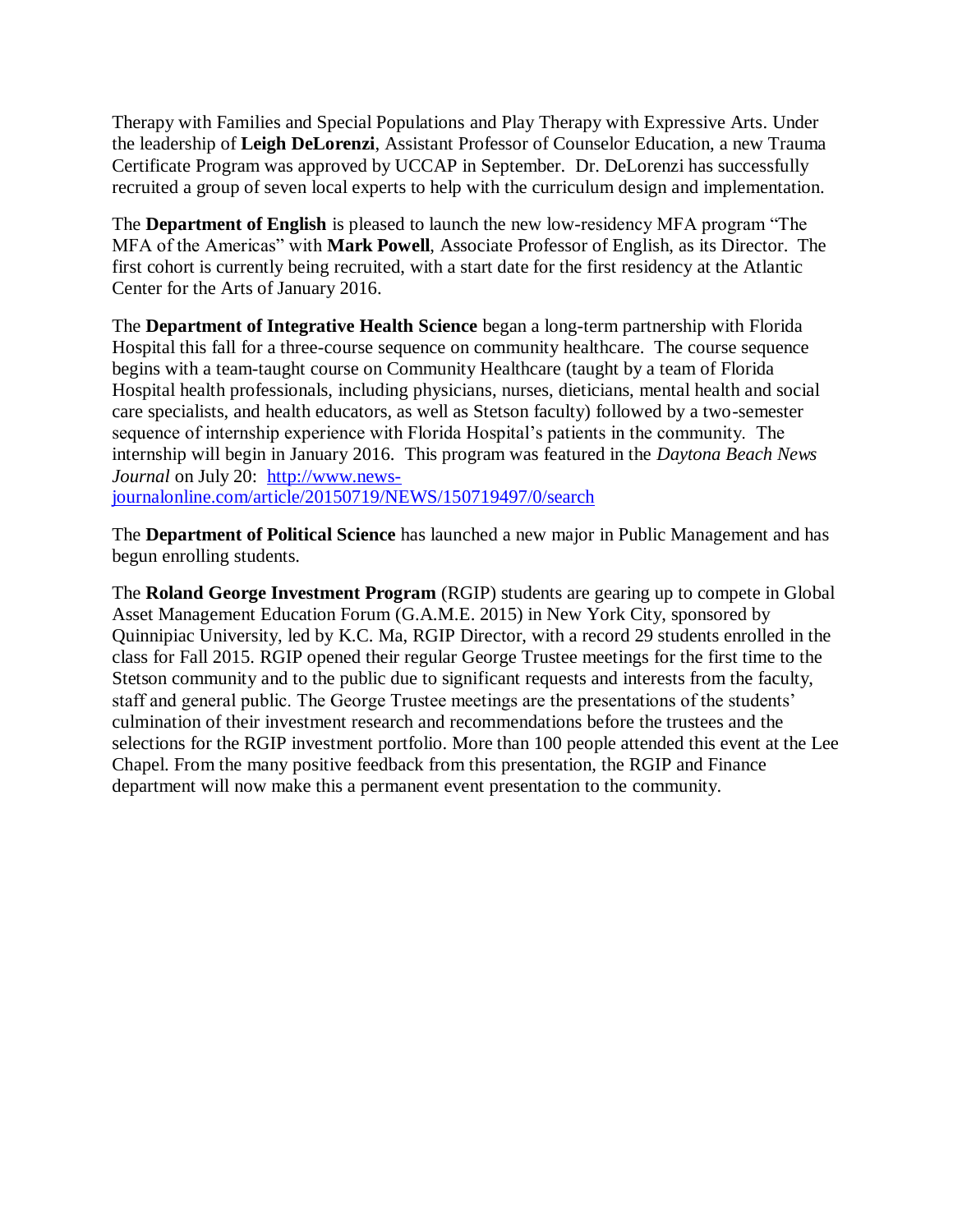Therapy with Families and Special Populations and Play Therapy with Expressive Arts. Under the leadership of **Leigh DeLorenzi**, Assistant Professor of Counselor Education, a new Trauma Certificate Program was approved by UCCAP in September. Dr. DeLorenzi has successfully recruited a group of seven local experts to help with the curriculum design and implementation.

The **Department of English** is pleased to launch the new low-residency MFA program "The MFA of the Americas" with **Mark Powell**, Associate Professor of English, as its Director. The first cohort is currently being recruited, with a start date for the first residency at the Atlantic Center for the Arts of January 2016.

The **Department of Integrative Health Science** began a long-term partnership with Florida Hospital this fall for a three-course sequence on community healthcare. The course sequence begins with a team-taught course on Community Healthcare (taught by a team of Florida Hospital health professionals, including physicians, nurses, dieticians, mental health and social care specialists, and health educators, as well as Stetson faculty) followed by a two-semester sequence of internship experience with Florida Hospital's patients in the community. The internship will begin in January 2016. This program was featured in the *Daytona Beach News Journal* on July 20: [http://www.news-journalonline.com/article/20150719/NEWS/150719497/0/search](http://www.news-journalonline.com/article/20150719/NEWS/150719497/0/search)

The **Department of Political Science** has launched a new major in Public Management and has begun enrolling students.

The **Roland George Investment Program** (RGIP) students are gearing up to compete in Global Asset Management Education Forum (G.A.M.E. 2015) in New York City, sponsored by Quinnipiac University, led by K.C. Ma, RGIP Director, with a record 29 students enrolled in the class for Fall 2015. RGIP opened their regular George Trustee meetings for the first time to the Stetson community and to the public due to significant requests and interests from the faculty, staff and general public. The George Trustee meetings are the presentations of the students' culmination of their investment research and recommendations before the trustees and the selections for the RGIP investment portfolio. More than 100 people attended this event at the Lee Chapel. From the many positive feedback from this presentation, the RGIP and Finance department will now make this a permanent event presentation to the community.